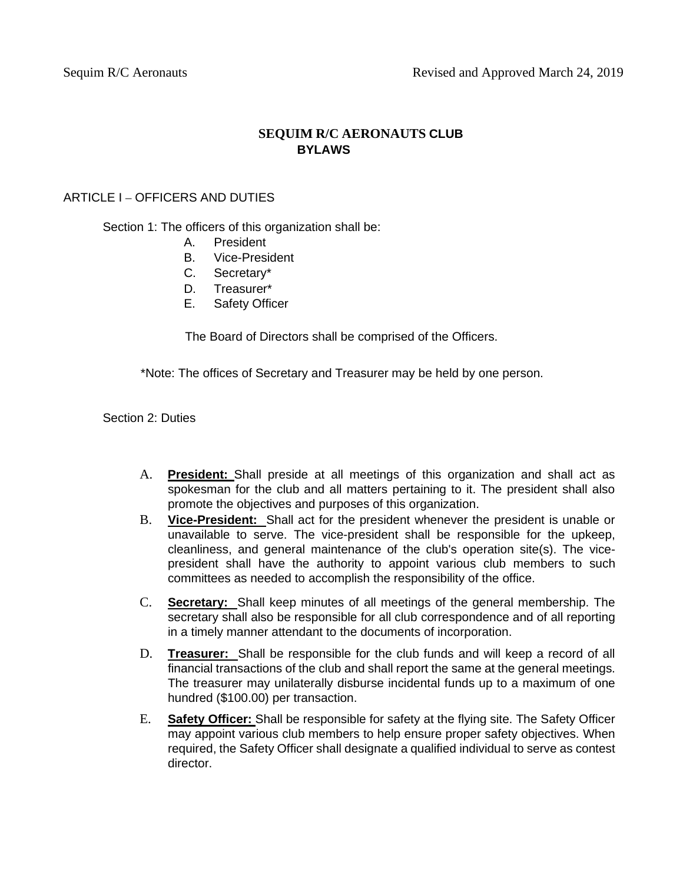# SEQUIM R/C AERONAUTS CLUB BYLAWS

## ARTICLE I – OFFICERS AND DUTIES

Section 1: The officers of this organization shall be:

A. President
B. Vice-President
C. Secretary*
D. Treasurer*
E. Safety Officer

The Board of Directors shall be comprised of the Officers.

*Note: The offices of Secretary and Treasurer may be held by one person.

Section 2: Duties

A. **President:** Shall preside at all meetings of this organization and shall act as spokesman for the club and all matters pertaining to it. The president shall also promote the objectives and purposes of this organization.

B. **Vice-President:** Shall act for the president whenever the president is unable or unavailable to serve. The vice-president shall be responsible for the upkeep, cleanliness, and general maintenance of the club's operation site(s). The vice-president shall have the authority to appoint various club members to such committees as needed to accomplish the responsibility of the office.

C. **Secretary:** Shall keep minutes of all meetings of the general membership. The secretary shall also be responsible for all club correspondence and of all reporting in a timely manner attendant to the documents of incorporation.

D. **Treasurer:** Shall be responsible for the club funds and will keep a record of all financial transactions of the club and shall report the same at the general meetings. The treasurer may unilaterally disburse incidental funds up to a maximum of one hundred ($100.00) per transaction.

E. **Safety Officer:** Shall be responsible for safety at the flying site. The Safety Officer may appoint various club members to help ensure proper safety objectives. When required, the Safety Officer shall designate a qualified individual to serve as contest director.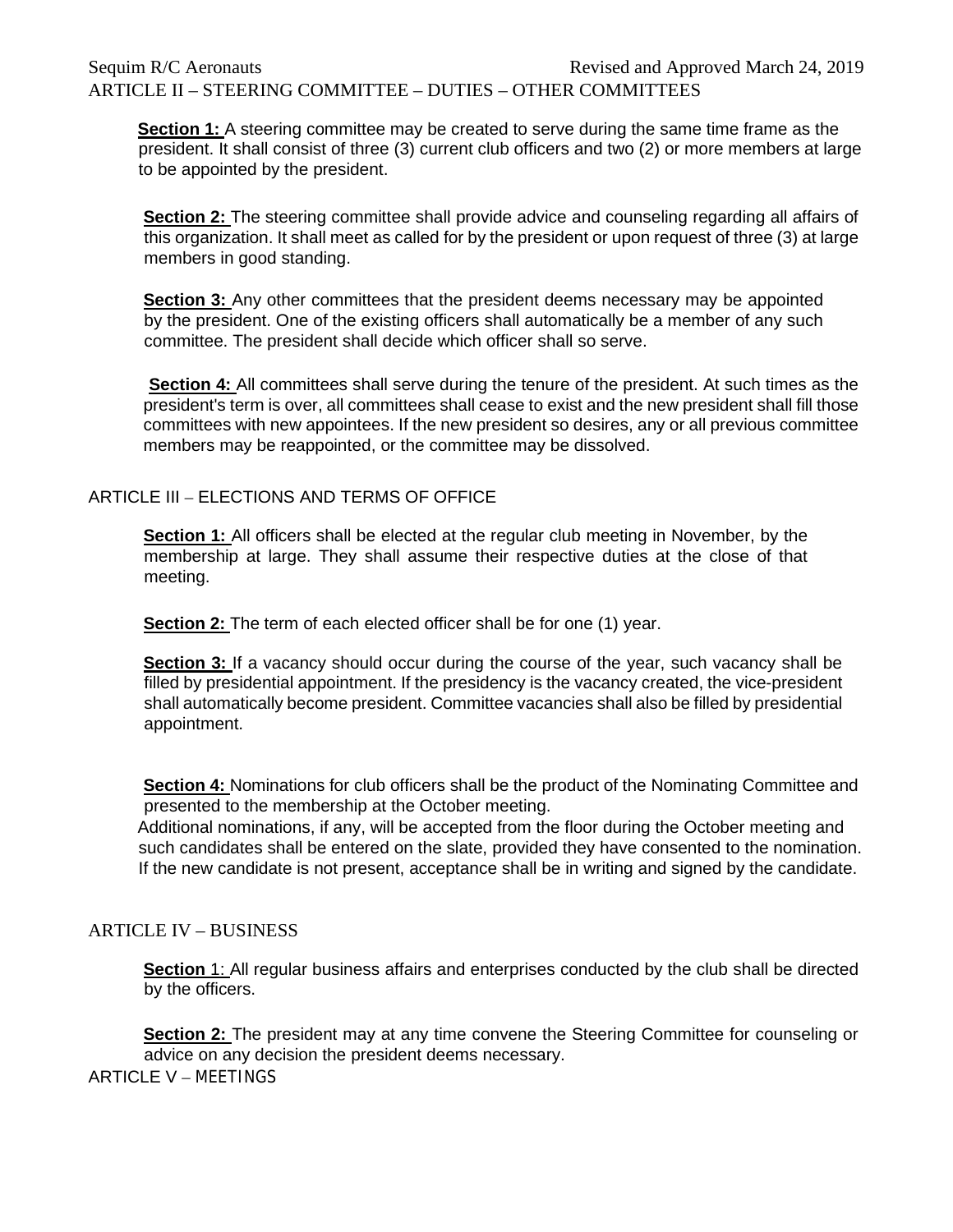## ARTICLE II – STEERING COMMITTEE – DUTIES – OTHER COMMITTEES

**Section 1:** A steering committee may be created to serve during the same time frame as the president. It shall consist of three (3) current club officers and two (2) or more members at large to be appointed by the president.

**Section 2:** The steering committee shall provide advice and counseling regarding all affairs of this organization. It shall meet as called for by the president or upon request of three (3) at large members in good standing.

**Section 3:** Any other committees that the president deems necessary may be appointed by the president. One of the existing officers shall automatically be a member of any such committee. The president shall decide which officer shall so serve.

**Section 4:** All committees shall serve during the tenure of the president. At such times as the president's term is over, all committees shall cease to exist and the new president shall fill those committees with new appointees. If the new president so desires, any or all previous committee members may be reappointed, or the committee may be dissolved.

## ARTICLE III – ELECTIONS AND TERMS OF OFFICE

**Section 1:** All officers shall be elected at the regular club meeting in November, by the membership at large. They shall assume their respective duties at the close of that meeting.

**Section 2:** The term of each elected officer shall be for one (1) year.

**Section 3:** If a vacancy should occur during the course of the year, such vacancy shall be filled by presidential appointment. If the presidency is the vacancy created, the vice-president shall automatically become president. Committee vacancies shall also be filled by presidential appointment.

**Section 4:** Nominations for club officers shall be the product of the Nominating Committee and presented to the membership at the October meeting.
Additional nominations, if any, will be accepted from the floor during the October meeting and such candidates shall be entered on the slate, provided they have consented to the nomination. If the new candidate is not present, acceptance shall be in writing and signed by the candidate.

## ARTICLE IV – BUSINESS

**Section** 1: All regular business affairs and enterprises conducted by the club shall be directed by the officers.

**Section 2:** The president may at any time convene the Steering Committee for counseling or advice on any decision the president deems necessary.

## ARTICLE V – MEETINGS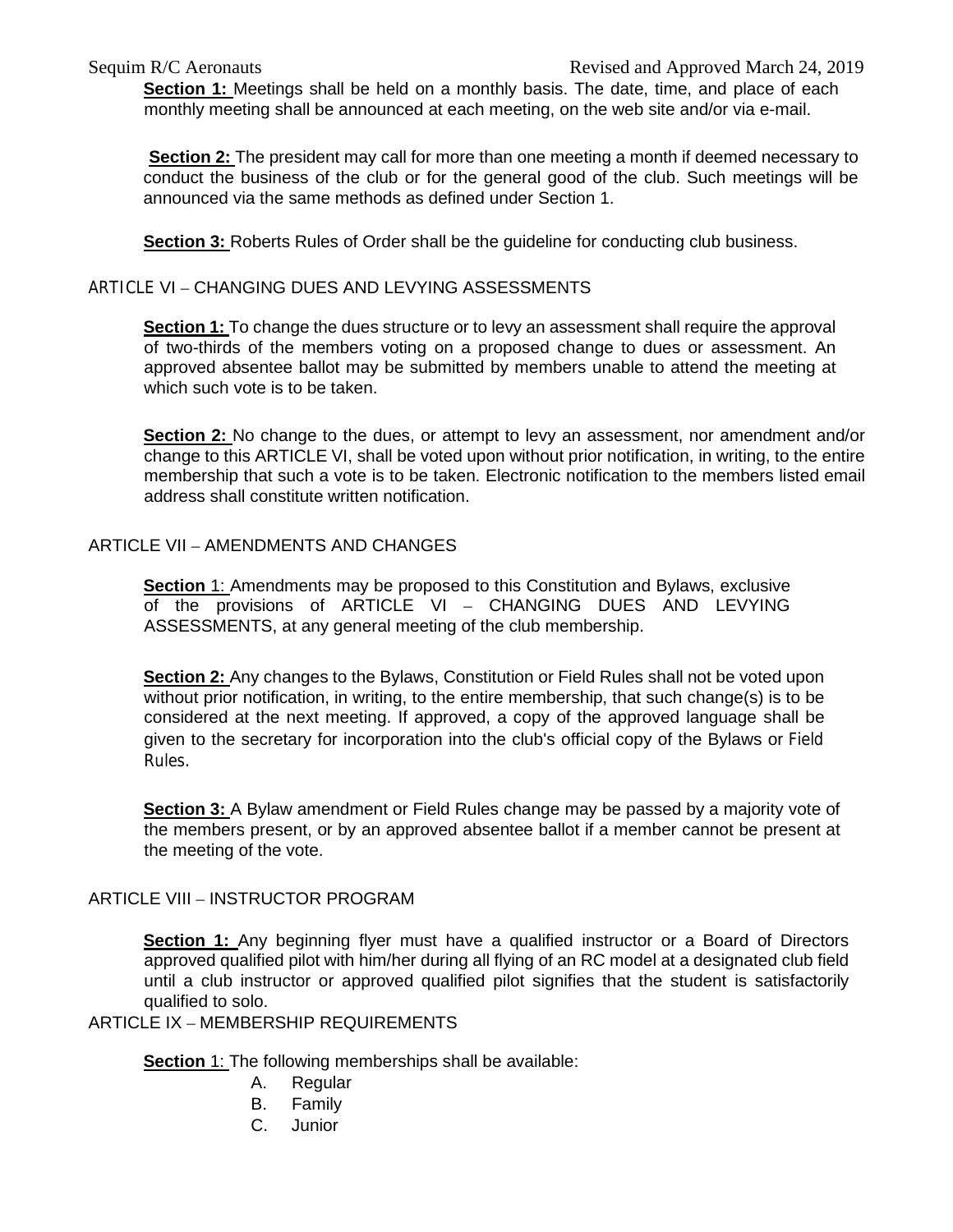**Section 1:** Meetings shall be held on a monthly basis. The date, time, and place of each monthly meeting shall be announced at each meeting, on the web site and/or via e-mail.

**Section 2:** The president may call for more than one meeting a month if deemed necessary to conduct the business of the club or for the general good of the club. Such meetings will be announced via the same methods as defined under Section 1.

**Section 3:** Roberts Rules of Order shall be the guideline for conducting club business.

## ARTICLE VI – CHANGING DUES AND LEVYING ASSESSMENTS

**Section 1:** To change the dues structure or to levy an assessment shall require the approval of two-thirds of the members voting on a proposed change to dues or assessment. An approved absentee ballot may be submitted by members unable to attend the meeting at which such vote is to be taken.

**Section 2:** No change to the dues, or attempt to levy an assessment, nor amendment and/or change to this ARTICLE VI, shall be voted upon without prior notification, in writing, to the entire membership that such a vote is to be taken. Electronic notification to the members listed email address shall constitute written notification.

## ARTICLE VII – AMENDMENTS AND CHANGES

**Section** 1: Amendments may be proposed to this Constitution and Bylaws, exclusive of the provisions of ARTICLE VI – CHANGING DUES AND LEVYING ASSESSMENTS, at any general meeting of the club membership.

**Section 2:** Any changes to the Bylaws, Constitution or Field Rules shall not be voted upon without prior notification, in writing, to the entire membership, that such change(s) is to be considered at the next meeting. If approved, a copy of the approved language shall be given to the secretary for incorporation into the club's official copy of the Bylaws or Field Rules.

**Section 3:** A Bylaw amendment or Field Rules change may be passed by a majority vote of the members present, or by an approved absentee ballot if a member cannot be present at the meeting of the vote.

## ARTICLE VIII – INSTRUCTOR PROGRAM

**Section 1:** Any beginning flyer must have a qualified instructor or a Board of Directors approved qualified pilot with him/her during all flying of an RC model at a designated club field until a club instructor or approved qualified pilot signifies that the student is satisfactorily qualified to solo.

## ARTICLE IX – MEMBERSHIP REQUIREMENTS

**Section** 1: The following memberships shall be available:

A. Regular
B. Family
C. Junior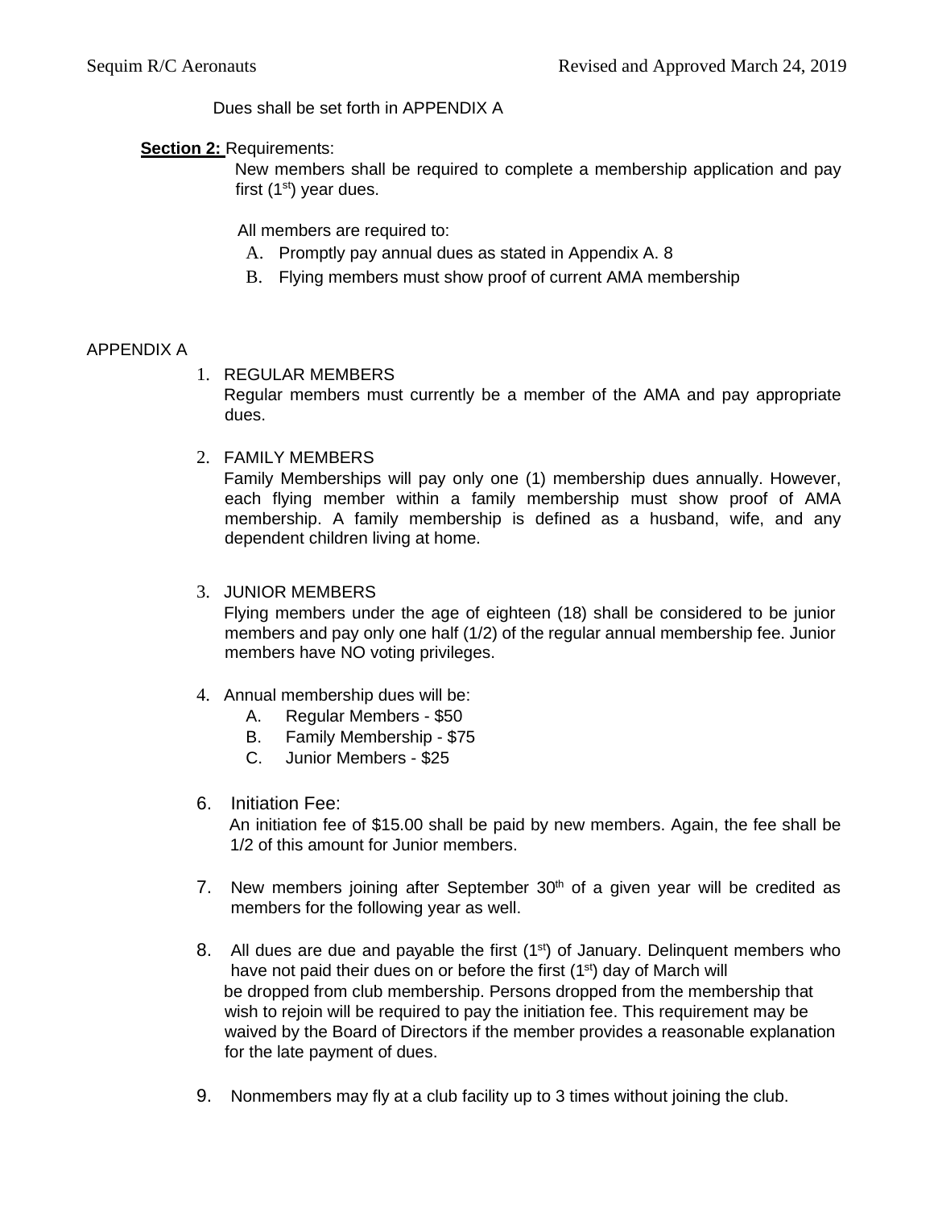Dues shall be set forth in APPENDIX A

**Section 2:** Requirements:

New members shall be required to complete a membership application and pay first (1st) year dues.

All members are required to:

A. Promptly pay annual dues as stated in Appendix A. 8
B. Flying members must show proof of current AMA membership

APPENDIX A

1. REGULAR MEMBERS
   Regular members must currently be a member of the AMA and pay appropriate dues.

2. FAMILY MEMBERS
   Family Memberships will pay only one (1) membership dues annually. However, each flying member within a family membership must show proof of AMA membership. A family membership is defined as a husband, wife, and any dependent children living at home.

3. JUNIOR MEMBERS
   Flying members under the age of eighteen (18) shall be considered to be junior members and pay only one half (1/2) of the regular annual membership fee. Junior members have NO voting privileges.

4. Annual membership dues will be:
   A. Regular Members - $50
   B. Family Membership - $75
   C. Junior Members - $25

6. Initiation Fee:
   An initiation fee of $15.00 shall be paid by new members. Again, the fee shall be 1/2 of this amount for Junior members.

7. New members joining after September 30th of a given year will be credited as members for the following year as well.

8. All dues are due and payable the first (1st) of January. Delinquent members who have not paid their dues on or before the first (1st) day of March will be dropped from club membership. Persons dropped from the membership that wish to rejoin will be required to pay the initiation fee. This requirement may be waived by the Board of Directors if the member provides a reasonable explanation for the late payment of dues.

9. Nonmembers may fly at a club facility up to 3 times without joining the club.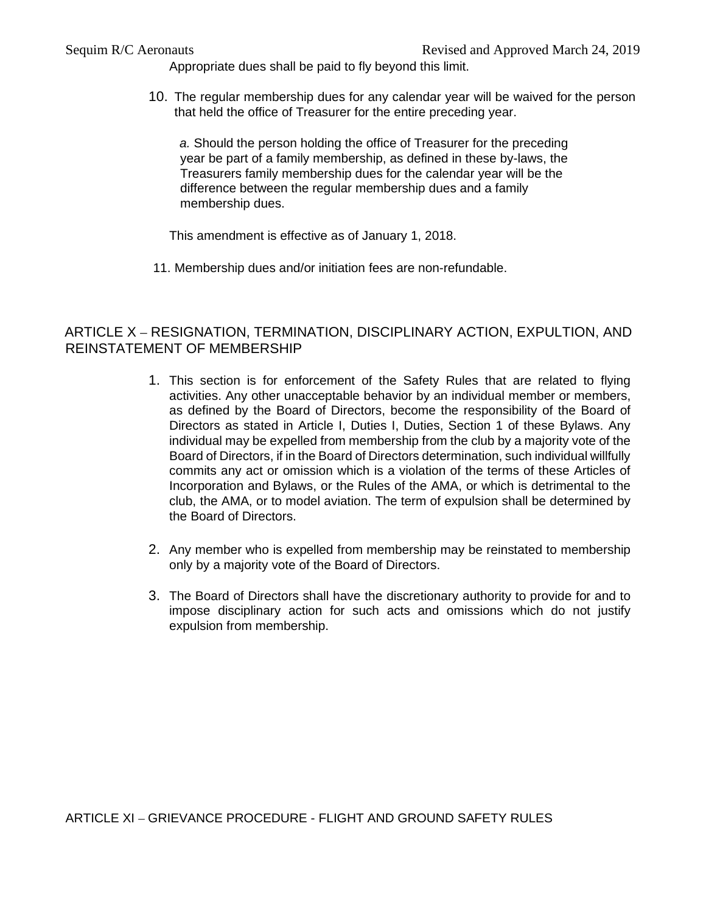Appropriate dues shall be paid to fly beyond this limit.

10. The regular membership dues for any calendar year will be waived for the person that held the office of Treasurer for the entire preceding year.

    *a.* Should the person holding the office of Treasurer for the preceding year be part of a family membership, as defined in these by-laws, the Treasurers family membership dues for the calendar year will be the difference between the regular membership dues and a family membership dues.

    This amendment is effective as of January 1, 2018.

11. Membership dues and/or initiation fees are non-refundable.

## ARTICLE X – RESIGNATION, TERMINATION, DISCIPLINARY ACTION, EXPULTION, AND REINSTATEMENT OF MEMBERSHIP

1. This section is for enforcement of the Safety Rules that are related to flying activities. Any other unacceptable behavior by an individual member or members, as defined by the Board of Directors, become the responsibility of the Board of Directors as stated in Article I, Duties I, Duties, Section 1 of these Bylaws. Any individual may be expelled from membership from the club by a majority vote of the Board of Directors, if in the Board of Directors determination, such individual willfully commits any act or omission which is a violation of the terms of these Articles of Incorporation and Bylaws, or the Rules of the AMA, or which is detrimental to the club, the AMA, or to model aviation. The term of expulsion shall be determined by the Board of Directors.

2. Any member who is expelled from membership may be reinstated to membership only by a majority vote of the Board of Directors.

3. The Board of Directors shall have the discretionary authority to provide for and to impose disciplinary action for such acts and omissions which do not justify expulsion from membership.

## ARTICLE XI – GRIEVANCE PROCEDURE - FLIGHT AND GROUND SAFETY RULES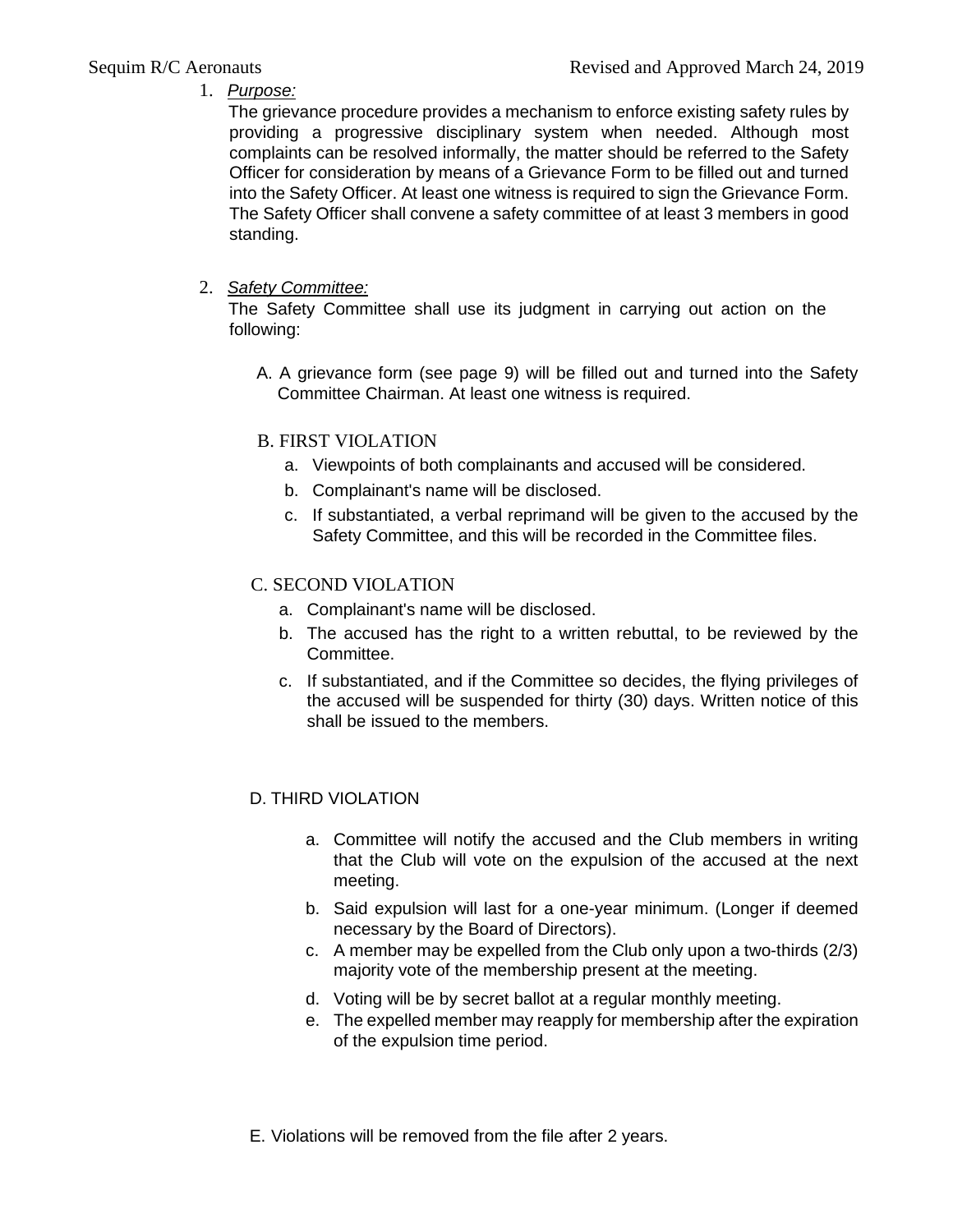1. *Purpose:*

   The grievance procedure provides a mechanism to enforce existing safety rules by providing a progressive disciplinary system when needed. Although most complaints can be resolved informally, the matter should be referred to the Safety Officer for consideration by means of a Grievance Form to be filled out and turned into the Safety Officer. At least one witness is required to sign the Grievance Form. The Safety Officer shall convene a safety committee of at least 3 members in good standing.

2. *Safety Committee:*

   The Safety Committee shall use its judgment in carrying out action on the following:

   A. A grievance form (see page 9) will be filled out and turned into the Safety Committee Chairman. At least one witness is required.

   B. FIRST VIOLATION
      a. Viewpoints of both complainants and accused will be considered.
      b. Complainant's name will be disclosed.
      c. If substantiated, a verbal reprimand will be given to the accused by the Safety Committee, and this will be recorded in the Committee files.

   C. SECOND VIOLATION
      a. Complainant's name will be disclosed.
      b. The accused has the right to a written rebuttal, to be reviewed by the Committee.
      c. If substantiated, and if the Committee so decides, the flying privileges of the accused will be suspended for thirty (30) days. Written notice of this shall be issued to the members.

   D. THIRD VIOLATION
      a. Committee will notify the accused and the Club members in writing that the Club will vote on the expulsion of the accused at the next meeting.
      b. Said expulsion will last for a one-year minimum. (Longer if deemed necessary by the Board of Directors).
      c. A member may be expelled from the Club only upon a two-thirds (2/3) majority vote of the membership present at the meeting.
      d. Voting will be by secret ballot at a regular monthly meeting.
      e. The expelled member may reapply for membership after the expiration of the expulsion time period.

   E. Violations will be removed from the file after 2 years.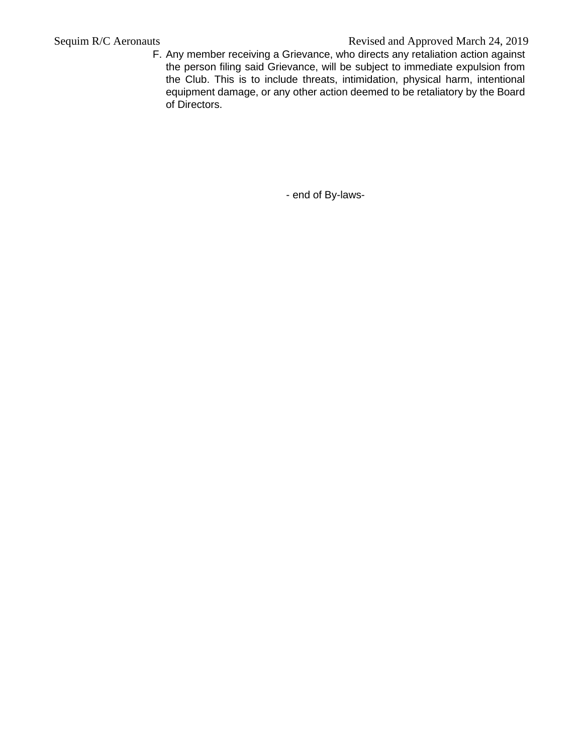F. Any member receiving a Grievance, who directs any retaliation action against the person filing said Grievance, will be subject to immediate expulsion from the Club. This is to include threats, intimidation, physical harm, intentional equipment damage, or any other action deemed to be retaliatory by the Board of Directors.

- end of By-laws-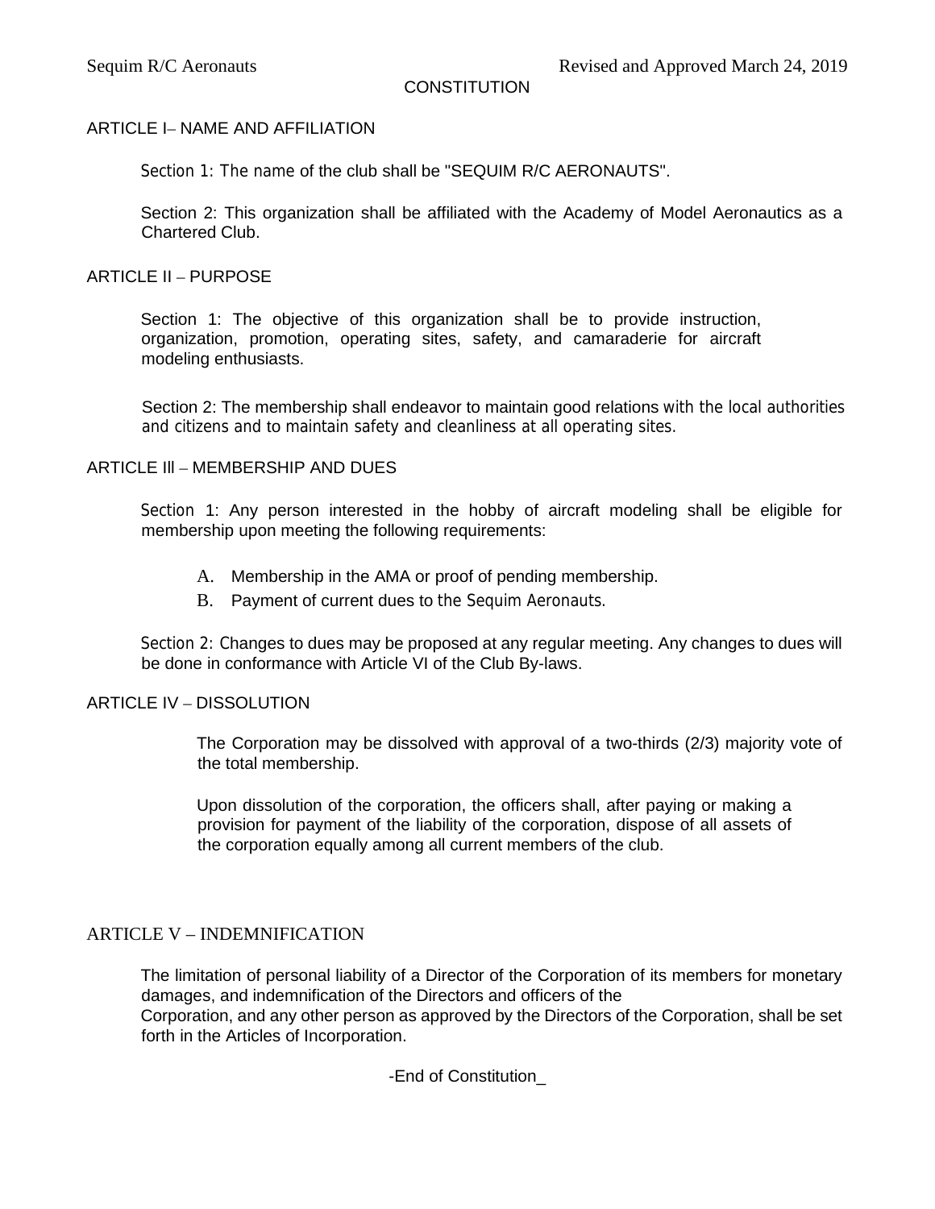# CONSTITUTION

## ARTICLE I– NAME AND AFFILIATION

Section 1: The name of the club shall be "SEQUIM R/C AERONAUTS".

Section 2: This organization shall be affiliated with the Academy of Model Aeronautics as a Chartered Club.

## ARTICLE II – PURPOSE

Section 1: The objective of this organization shall be to provide instruction, organization, promotion, operating sites, safety, and camaraderie for aircraft modeling enthusiasts.

Section 2: The membership shall endeavor to maintain good relations with the local authorities and citizens and to maintain safety and cleanliness at all operating sites.

## ARTICLE Ill – MEMBERSHIP AND DUES

Section 1: Any person interested in the hobby of aircraft modeling shall be eligible for membership upon meeting the following requirements:

A. Membership in the AMA or proof of pending membership.
B. Payment of current dues to the Sequim Aeronauts.

Section 2: Changes to dues may be proposed at any regular meeting. Any changes to dues will be done in conformance with Article VI of the Club By-laws.

## ARTICLE IV – DISSOLUTION

The Corporation may be dissolved with approval of a two-thirds (2/3) majority vote of the total membership.

Upon dissolution of the corporation, the officers shall, after paying or making a provision for payment of the liability of the corporation, dispose of all assets of the corporation equally among all current members of the club.

## ARTICLE V – INDEMNIFICATION

The limitation of personal liability of a Director of the Corporation of its members for monetary damages, and indemnification of the Directors and officers of the Corporation, and any other person as approved by the Directors of the Corporation, shall be set forth in the Articles of Incorporation.

-End of Constitution_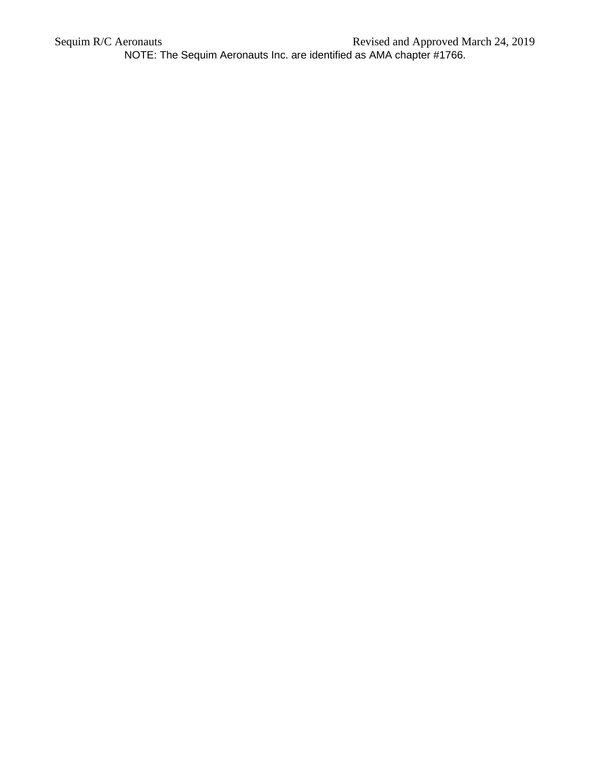NOTE: The Sequim Aeronauts Inc. are identified as AMA chapter #1766.